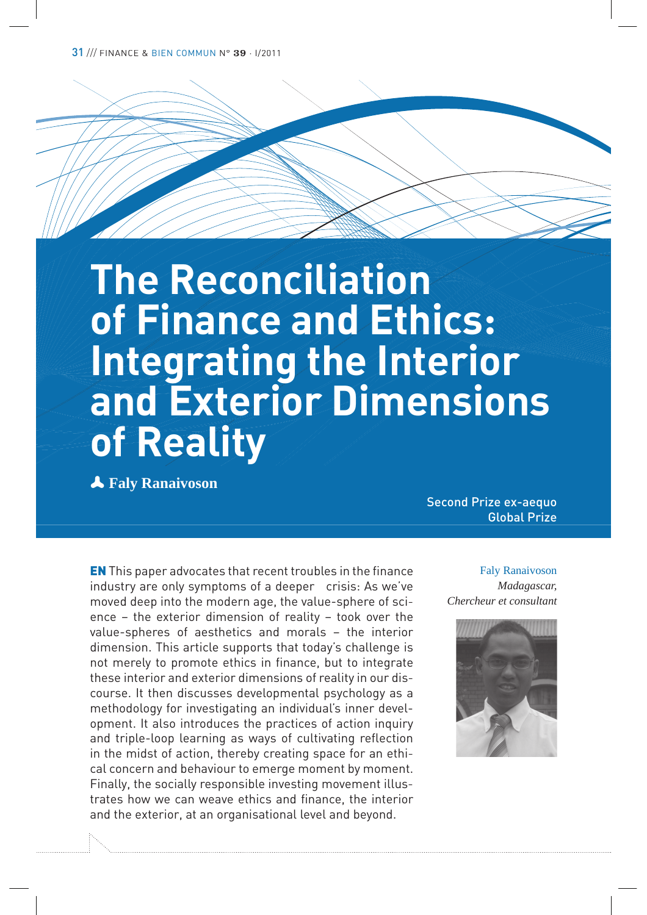# The Reconciliation of Finance and Ethics: Integrating the Interior and Exterior Dimensions of Reality

**Faly Ranaivoson**

Second Prize ex-aequo
Global Prize

Faly Ranaivoson
*Madagascar,*
*Chercheur et consultant*

**EN** This paper advocates that recent troubles in the finance industry are only symptoms of a deeper crisis: As we've moved deep into the modern age, the value-sphere of science – the exterior dimension of reality – took over the value-spheres of aesthetics and morals – the interior dimension. This article supports that today's challenge is not merely to promote ethics in finance, but to integrate these interior and exterior dimensions of reality in our discourse. It then discusses developmental psychology as a methodology for investigating an individual's inner development. It also introduces the practices of action inquiry and triple-loop learning as ways of cultivating reflection in the midst of action, thereby creating space for an ethical concern and behaviour to emerge moment by moment. Finally, the socially responsible investing movement illustrates how we can weave ethics and finance, the interior and the exterior, at an organisational level and beyond.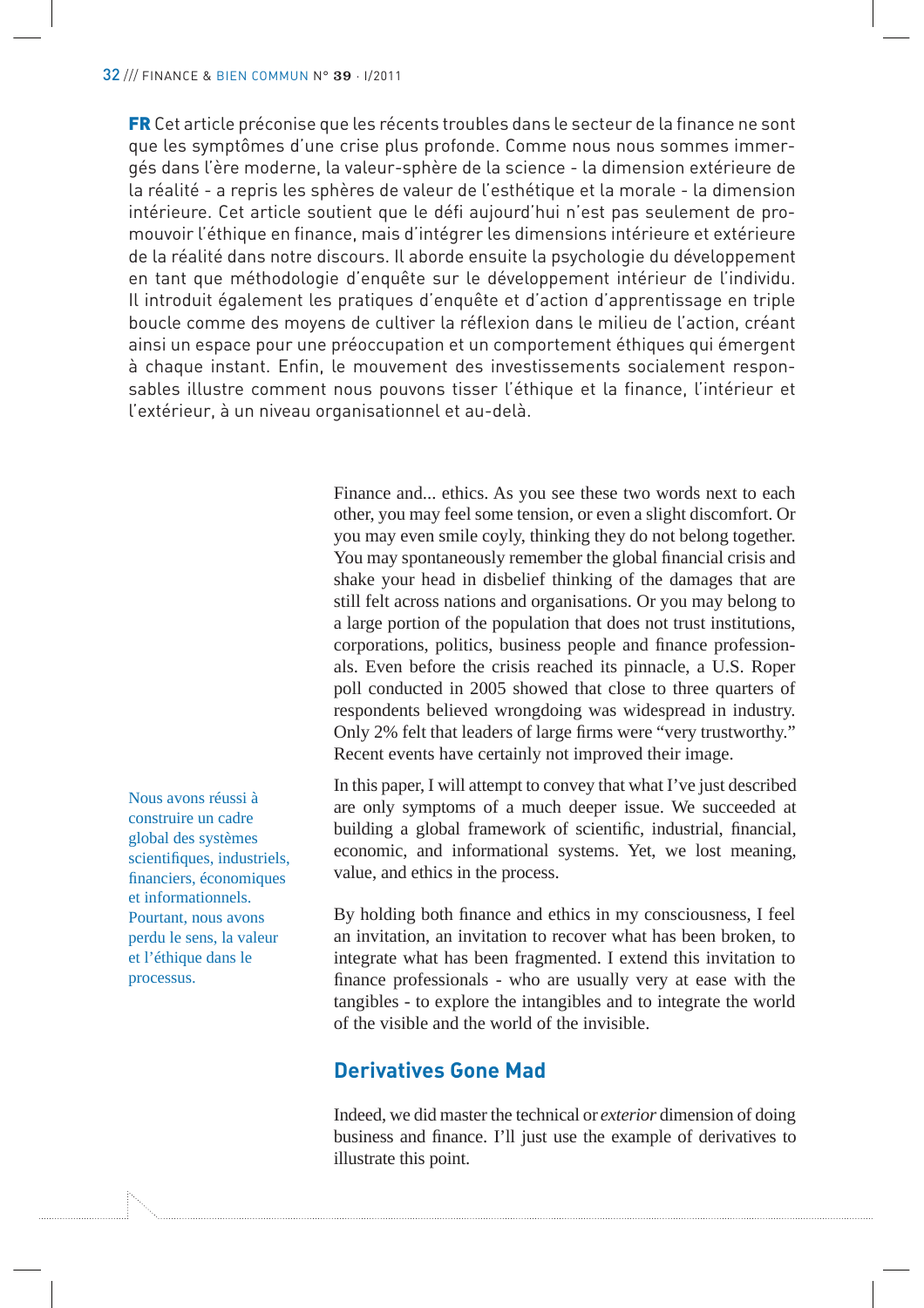**FR** Cet article préconise que les récents troubles dans le secteur de la finance ne sont que les symptômes d'une crise plus profonde. Comme nous nous sommes immergés dans l'ère moderne, la valeur-sphère de la science - la dimension extérieure de la réalité - a repris les sphères de valeur de l'esthétique et la morale - la dimension intérieure. Cet article soutient que le défi aujourd'hui n'est pas seulement de promouvoir l'éthique en finance, mais d'intégrer les dimensions intérieure et extérieure de la réalité dans notre discours. Il aborde ensuite la psychologie du développement en tant que méthodologie d'enquête sur le développement intérieur de l'individu. Il introduit également les pratiques d'enquête et d'action d'apprentissage en triple boucle comme des moyens de cultiver la réflexion dans le milieu de l'action, créant ainsi un espace pour une préoccupation et un comportement éthiques qui émergent à chaque instant. Enfin, le mouvement des investissements socialement responsables illustre comment nous pouvons tisser l'éthique et la finance, l'intérieur et l'extérieur, à un niveau organisationnel et au-delà.

Finance and... ethics. As you see these two words next to each other, you may feel some tension, or even a slight discomfort. Or you may even smile coyly, thinking they do not belong together. You may spontaneously remember the global financial crisis and shake your head in disbelief thinking of the damages that are still felt across nations and organisations. Or you may belong to a large portion of the population that does not trust institutions, corporations, politics, business people and finance professionals. Even before the crisis reached its pinnacle, a U.S. Roper poll conducted in 2005 showed that close to three quarters of respondents believed wrongdoing was widespread in industry. Only 2% felt that leaders of large firms were "very trustworthy." Recent events have certainly not improved their image.

In this paper, I will attempt to convey that what I've just described are only symptoms of a much deeper issue. We succeeded at building a global framework of scientific, industrial, financial, economic, and informational systems. Yet, we lost meaning, value, and ethics in the process.

> Nous avons réussi à construire un cadre global des systèmes scientifiques, industriels, financiers, économiques et informationnels. Pourtant, nous avons perdu le sens, la valeur et l'éthique dans le processus.

By holding both finance and ethics in my consciousness, I feel an invitation, an invitation to recover what has been broken, to integrate what has been fragmented. I extend this invitation to finance professionals - who are usually very at ease with the tangibles - to explore the intangibles and to integrate the world of the visible and the world of the invisible.

## Derivatives Gone Mad

Indeed, we did master the technical or *exterior* dimension of doing business and finance. I'll just use the example of derivatives to illustrate this point.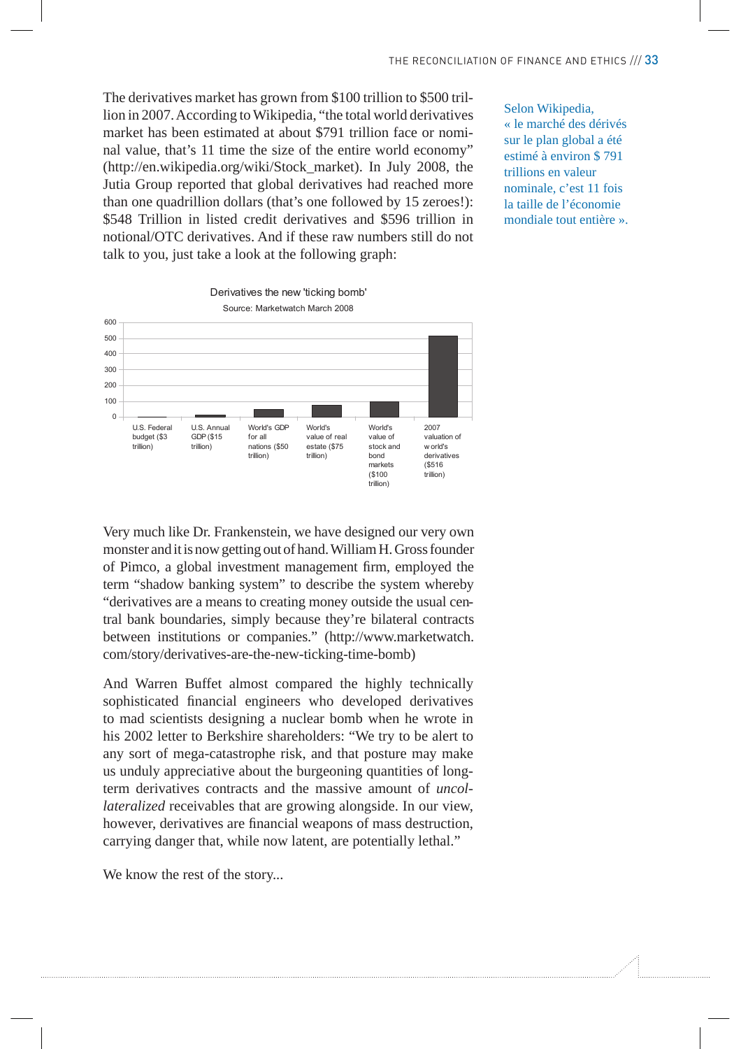The derivatives market has grown from $100 trillion to $500 trillion in 2007. According to Wikipedia, "the total world derivatives market has been estimated at about $791 trillion face or nominal value, that's 11 time the size of the entire world economy" (http://en.wikipedia.org/wiki/Stock_market). In July 2008, the Jutia Group reported that global derivatives had reached more than one quadrillion dollars (that's one followed by 15 zeroes!): $548 Trillion in listed credit derivatives and $596 trillion in notional/OTC derivatives. And if these raw numbers still do not talk to you, just take a look at the following graph:

Selon Wikipedia, « le marché des dérivés sur le plan global a été estimé à environ $ 791 trillions en valeur nominale, c'est 11 fois la taille de l'économie mondiale tout entière ».

Derivatives the new 'ticking bomb'

Source: Marketwatch March 2008

| U.S. Federal budget ($3 trillion) | U.S. Annual GDP ($15 trillion) | World's GDP for all nations ($50 trillion) | World's value of real estate ($75 trillion) | World's value of stock and bond markets ($100 trillion) | 2007 valuation of world's derivatives ($516 trillion) |
|---|---|---|---|---|---|

Very much like Dr. Frankenstein, we have designed our very own monster and it is now getting out of hand. William H. Gross founder of Pimco, a global investment management firm, employed the term "shadow banking system" to describe the system whereby "derivatives are a means to creating money outside the usual central bank boundaries, simply because they're bilateral contracts between institutions or companies." (http://www.marketwatch.com/story/derivatives-are-the-new-ticking-time-bomb)

And Warren Buffet almost compared the highly technically sophisticated financial engineers who developed derivatives to mad scientists designing a nuclear bomb when he wrote in his 2002 letter to Berkshire shareholders: "We try to be alert to any sort of mega-catastrophe risk, and that posture may make us unduly appreciative about the burgeoning quantities of long-term derivatives contracts and the massive amount of *uncollateralized* receivables that are growing alongside. In our view, however, derivatives are financial weapons of mass destruction, carrying danger that, while now latent, are potentially lethal."

We know the rest of the story...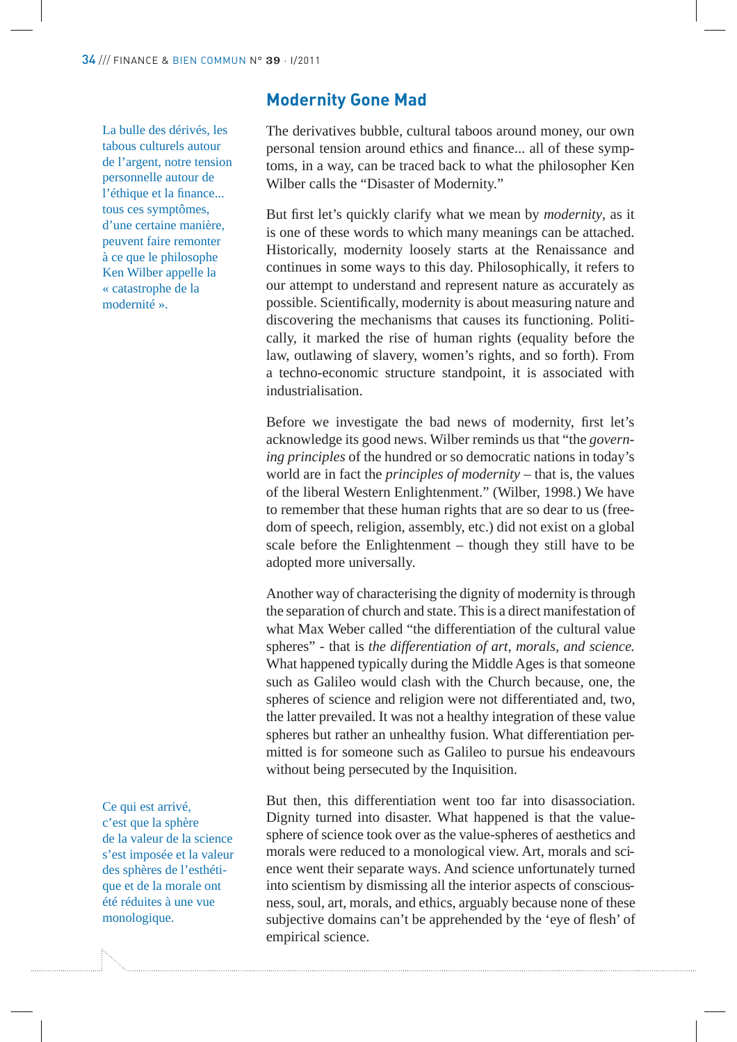## Modernity Gone Mad

La bulle des dérivés, les tabous culturels autour de l'argent, notre tension personnelle autour de l'éthique et la finance... tous ces symptômes, d'une certaine manière, peuvent faire remonter à ce que le philosophe Ken Wilber appelle la « catastrophe de la modernité ».

The derivatives bubble, cultural taboos around money, our own personal tension around ethics and finance... all of these symptoms, in a way, can be traced back to what the philosopher Ken Wilber calls the "Disaster of Modernity."

But first let's quickly clarify what we mean by *modernity*, as it is one of these words to which many meanings can be attached. Historically, modernity loosely starts at the Renaissance and continues in some ways to this day. Philosophically, it refers to our attempt to understand and represent nature as accurately as possible. Scientifically, modernity is about measuring nature and discovering the mechanisms that causes its functioning. Politically, it marked the rise of human rights (equality before the law, outlawing of slavery, women's rights, and so forth). From a techno-economic structure standpoint, it is associated with industrialisation.

Before we investigate the bad news of modernity, first let's acknowledge its good news. Wilber reminds us that "the *governing principles* of the hundred or so democratic nations in today's world are in fact the *principles of modernity* – that is, the values of the liberal Western Enlightenment." (Wilber, 1998.) We have to remember that these human rights that are so dear to us (freedom of speech, religion, assembly, etc.) did not exist on a global scale before the Enlightenment – though they still have to be adopted more universally.

Another way of characterising the dignity of modernity is through the separation of church and state. This is a direct manifestation of what Max Weber called "the differentiation of the cultural value spheres" - that is *the differentiation of art, morals, and science.* What happened typically during the Middle Ages is that someone such as Galileo would clash with the Church because, one, the spheres of science and religion were not differentiated and, two, the latter prevailed. It was not a healthy integration of these value spheres but rather an unhealthy fusion. What differentiation permitted is for someone such as Galileo to pursue his endeavours without being persecuted by the Inquisition.

Ce qui est arrivé, c'est que la sphère de la valeur de la science s'est imposée et la valeur des sphères de l'esthétique et de la morale ont été réduites à une vue monologique.

But then, this differentiation went too far into disassociation. Dignity turned into disaster. What happened is that the value-sphere of science took over as the value-spheres of aesthetics and morals were reduced to a monological view. Art, morals and science went their separate ways. And science unfortunately turned into scientism by dismissing all the interior aspects of consciousness, soul, art, morals, and ethics, arguably because none of these subjective domains can't be apprehended by the 'eye of flesh' of empirical science.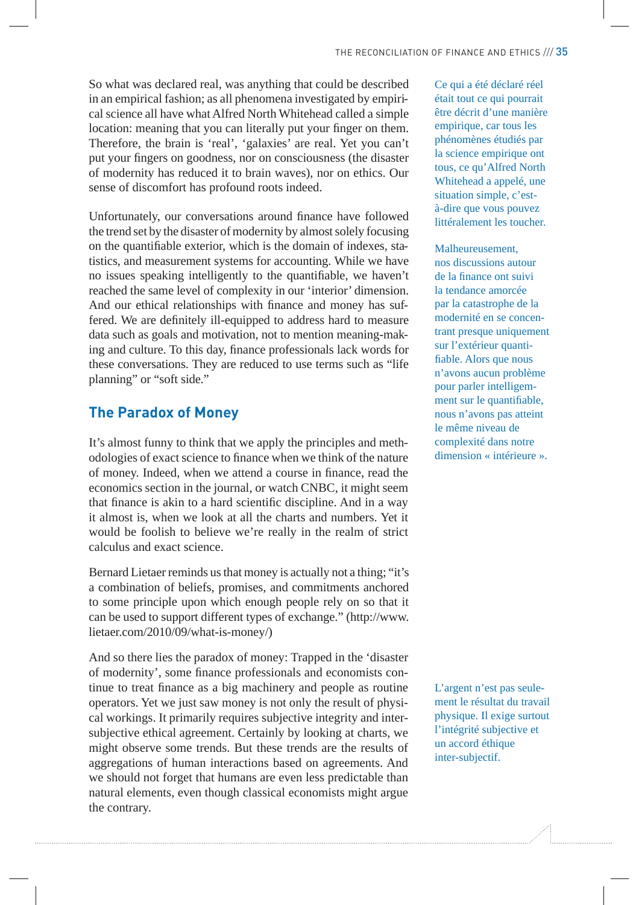So what was declared real, was anything that could be described in an empirical fashion; as all phenomena investigated by empirical science all have what Alfred North Whitehead called a simple location: meaning that you can literally put your finger on them. Therefore, the brain is 'real', 'galaxies' are real. Yet you can't put your fingers on goodness, nor on consciousness (the disaster of modernity has reduced it to brain waves), nor on ethics. Our sense of discomfort has profound roots indeed.

Ce qui a été déclaré réel était tout ce qui pourrait être décrit d'une manière empirique, car tous les phénomènes étudiés par la science empirique ont tous, ce qu'Alfred North Whitehead a appelé, une situation simple, c'est-à-dire que vous pouvez littéralement les toucher.

Unfortunately, our conversations around finance have followed the trend set by the disaster of modernity by almost solely focusing on the quantifiable exterior, which is the domain of indexes, statistics, and measurement systems for accounting. While we have no issues speaking intelligently to the quantifiable, we haven't reached the same level of complexity in our 'interior' dimension. And our ethical relationships with finance and money has suffered. We are definitely ill-equipped to address hard to measure data such as goals and motivation, not to mention meaning-making and culture. To this day, finance professionals lack words for these conversations. They are reduced to use terms such as "life planning" or "soft side."

Malheureusement, nos discussions autour de la finance ont suivi la tendance amorcée par la catastrophe de la modernité en se concentrant presque uniquement sur l'extérieur quantifiable. Alors que nous n'avons aucun problème pour parler intelligemment sur le quantifiable, nous n'avons pas atteint le même niveau de complexité dans notre dimension « intérieure ».

## The Paradox of Money

It's almost funny to think that we apply the principles and methodologies of exact science to finance when we think of the nature of money. Indeed, when we attend a course in finance, read the economics section in the journal, or watch CNBC, it might seem that finance is akin to a hard scientific discipline. And in a way it almost is, when we look at all the charts and numbers. Yet it would be foolish to believe we're really in the realm of strict calculus and exact science.

Bernard Lietaer reminds us that money is actually not a thing; "it's a combination of beliefs, promises, and commitments anchored to some principle upon which enough people rely on so that it can be used to support different types of exchange." (http://www.lietaer.com/2010/09/what-is-money/)

And so there lies the paradox of money: Trapped in the 'disaster of modernity', some finance professionals and economists continue to treat finance as a big machinery and people as routine operators. Yet we just saw money is not only the result of physical workings. It primarily requires subjective integrity and intersubjective ethical agreement. Certainly by looking at charts, we might observe some trends. But these trends are the results of aggregations of human interactions based on agreements. And we should not forget that humans are even less predictable than natural elements, even though classical economists might argue the contrary.

L'argent n'est pas seulement le résultat du travail physique. Il exige surtout l'intégrité subjective et un accord éthique inter-subjectif.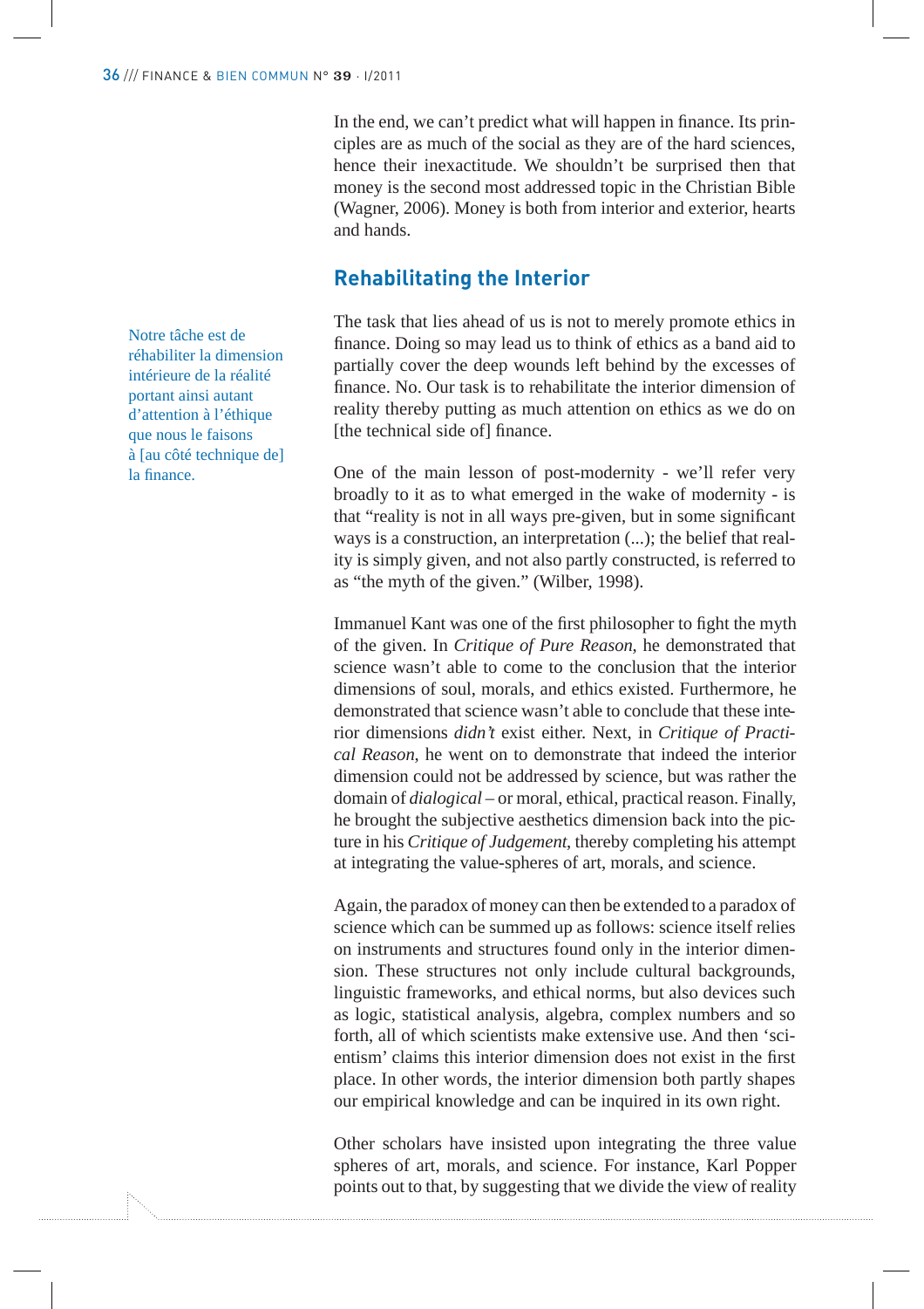In the end, we can't predict what will happen in finance. Its principles are as much of the social as they are of the hard sciences, hence their inexactitude. We shouldn't be surprised then that money is the second most addressed topic in the Christian Bible (Wagner, 2006). Money is both from interior and exterior, hearts and hands.

## Rehabilitating the Interior

Notre tâche est de réhabiliter la dimension intérieure de la réalité portant ainsi autant d'attention à l'éthique que nous le faisons à [au côté technique de] la finance.

The task that lies ahead of us is not to merely promote ethics in finance. Doing so may lead us to think of ethics as a band aid to partially cover the deep wounds left behind by the excesses of finance. No. Our task is to rehabilitate the interior dimension of reality thereby putting as much attention on ethics as we do on [the technical side of] finance.

One of the main lesson of post-modernity - we'll refer very broadly to it as to what emerged in the wake of modernity - is that "reality is not in all ways pre-given, but in some significant ways is a construction, an interpretation (...); the belief that reality is simply given, and not also partly constructed, is referred to as "the myth of the given." (Wilber, 1998).

Immanuel Kant was one of the first philosopher to fight the myth of the given. In *Critique of Pure Reason*, he demonstrated that science wasn't able to come to the conclusion that the interior dimensions of soul, morals, and ethics existed. Furthermore, he demonstrated that science wasn't able to conclude that these interior dimensions *didn't* exist either. Next, in *Critique of Practical Reason*, he went on to demonstrate that indeed the interior dimension could not be addressed by science, but was rather the domain of *dialogical* – or moral, ethical, practical reason. Finally, he brought the subjective aesthetics dimension back into the picture in his *Critique of Judgement*, thereby completing his attempt at integrating the value-spheres of art, morals, and science.

Again, the paradox of money can then be extended to a paradox of science which can be summed up as follows: science itself relies on instruments and structures found only in the interior dimension. These structures not only include cultural backgrounds, linguistic frameworks, and ethical norms, but also devices such as logic, statistical analysis, algebra, complex numbers and so forth, all of which scientists make extensive use. And then 'scientism' claims this interior dimension does not exist in the first place. In other words, the interior dimension both partly shapes our empirical knowledge and can be inquired in its own right.

Other scholars have insisted upon integrating the three value spheres of art, morals, and science. For instance, Karl Popper points out to that, by suggesting that we divide the view of reality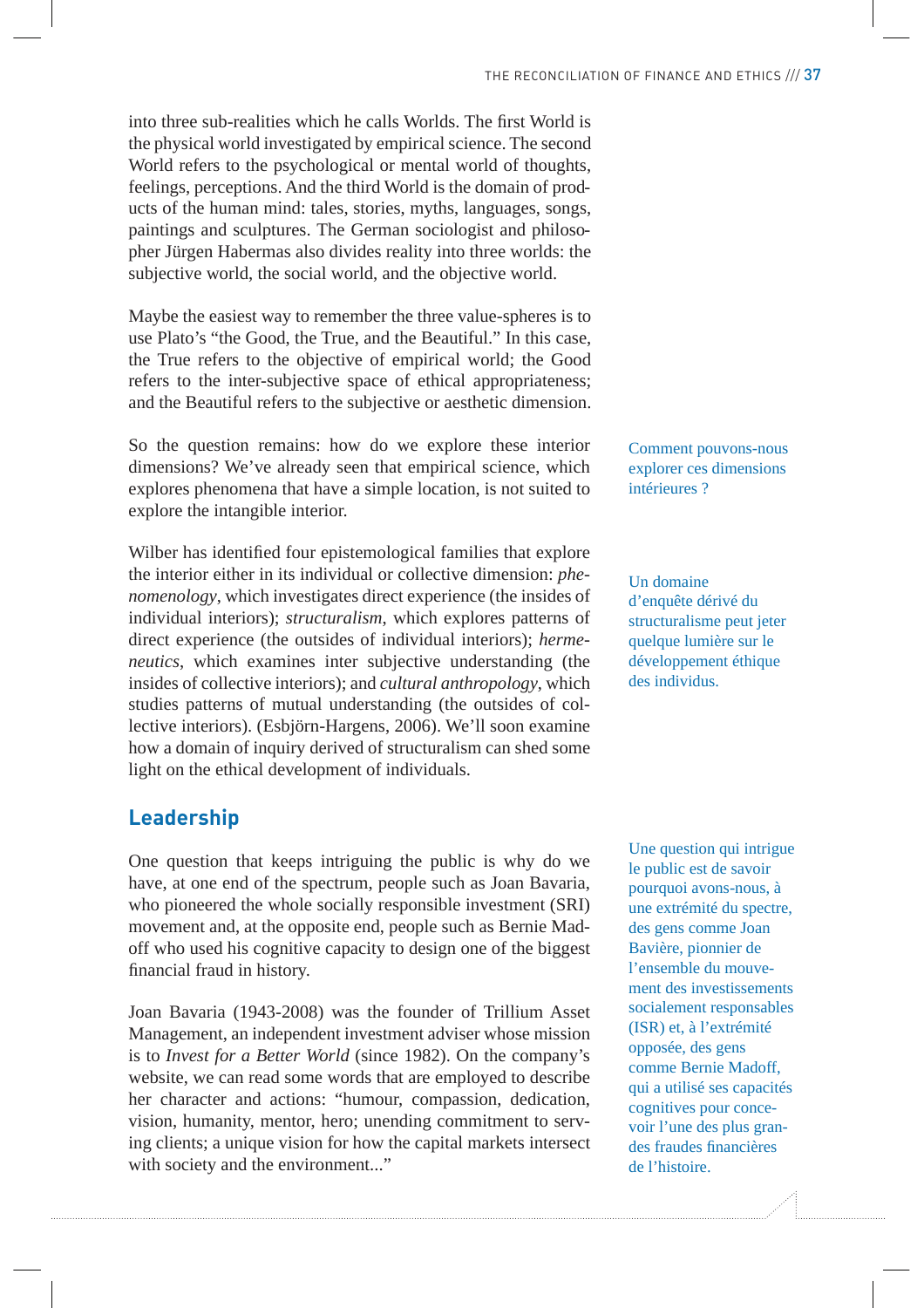into three sub-realities which he calls Worlds. The first World is the physical world investigated by empirical science. The second World refers to the psychological or mental world of thoughts, feelings, perceptions. And the third World is the domain of products of the human mind: tales, stories, myths, languages, songs, paintings and sculptures. The German sociologist and philosopher Jürgen Habermas also divides reality into three worlds: the subjective world, the social world, and the objective world.

Maybe the easiest way to remember the three value-spheres is to use Plato's "the Good, the True, and the Beautiful." In this case, the True refers to the objective of empirical world; the Good refers to the inter-subjective space of ethical appropriateness; and the Beautiful refers to the subjective or aesthetic dimension.

So the question remains: how do we explore these interior dimensions? We've already seen that empirical science, which explores phenomena that have a simple location, is not suited to explore the intangible interior.

Comment pouvons-nous explorer ces dimensions intérieures ?

Wilber has identified four epistemological families that explore the interior either in its individual or collective dimension: *phenomenology*, which investigates direct experience (the insides of individual interiors); *structuralism*, which explores patterns of direct experience (the outsides of individual interiors); *hermeneutics*, which examines inter subjective understanding (the insides of collective interiors); and *cultural anthropology*, which studies patterns of mutual understanding (the outsides of collective interiors). (Esbjörn-Hargens, 2006). We'll soon examine how a domain of inquiry derived of structuralism can shed some light on the ethical development of individuals.

Un domaine d'enquête dérivé du structuralisme peut jeter quelque lumière sur le développement éthique des individus.

## Leadership

One question that keeps intriguing the public is why do we have, at one end of the spectrum, people such as Joan Bavaria, who pioneered the whole socially responsible investment (SRI) movement and, at the opposite end, people such as Bernie Madoff who used his cognitive capacity to design one of the biggest financial fraud in history.

Une question qui intrigue le public est de savoir pourquoi avons-nous, à une extrémité du spectre, des gens comme Joan Bavière, pionnier de l'ensemble du mouvement des investissements socialement responsables (ISR) et, à l'extrémité opposée, des gens comme Bernie Madoff, qui a utilisé ses capacités cognitives pour concevoir l'une des plus grandes fraudes financières de l'histoire.

Joan Bavaria (1943-2008) was the founder of Trillium Asset Management, an independent investment adviser whose mission is to *Invest for a Better World* (since 1982). On the company's website, we can read some words that are employed to describe her character and actions: "humour, compassion, dedication, vision, humanity, mentor, hero; unending commitment to serving clients; a unique vision for how the capital markets intersect with society and the environment..."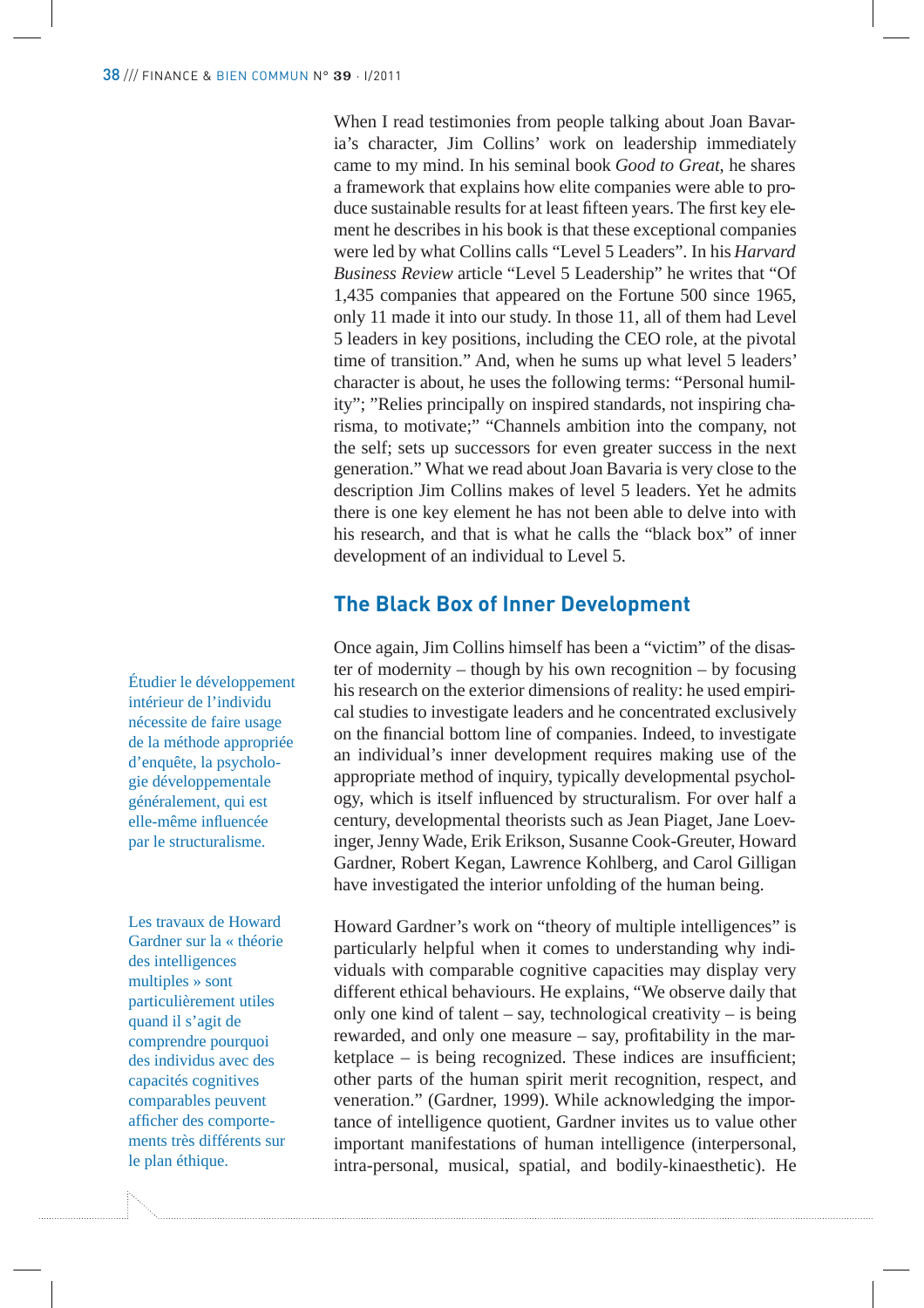When I read testimonies from people talking about Joan Bavaria's character, Jim Collins' work on leadership immediately came to my mind. In his seminal book *Good to Great*, he shares a framework that explains how elite companies were able to produce sustainable results for at least fifteen years. The first key element he describes in his book is that these exceptional companies were led by what Collins calls "Level 5 Leaders". In his *Harvard Business Review* article "Level 5 Leadership" he writes that "Of 1,435 companies that appeared on the Fortune 500 since 1965, only 11 made it into our study. In those 11, all of them had Level 5 leaders in key positions, including the CEO role, at the pivotal time of transition." And, when he sums up what level 5 leaders' character is about, he uses the following terms: "Personal humility"; "Relies principally on inspired standards, not inspiring charisma, to motivate;" "Channels ambition into the company, not the self; sets up successors for even greater success in the next generation." What we read about Joan Bavaria is very close to the description Jim Collins makes of level 5 leaders. Yet he admits there is one key element he has not been able to delve into with his research, and that is what he calls the "black box" of inner development of an individual to Level 5.

## The Black Box of Inner Development

Once again, Jim Collins himself has been a "victim" of the disaster of modernity – though by his own recognition – by focusing his research on the exterior dimensions of reality: he used empirical studies to investigate leaders and he concentrated exclusively on the financial bottom line of companies. Indeed, to investigate an individual's inner development requires making use of the appropriate method of inquiry, typically developmental psychology, which is itself influenced by structuralism. For over half a century, developmental theorists such as Jean Piaget, Jane Loevinger, Jenny Wade, Erik Erikson, Susanne Cook-Greuter, Howard Gardner, Robert Kegan, Lawrence Kohlberg, and Carol Gilligan have investigated the interior unfolding of the human being.

> Étudier le développement intérieur de l'individu nécessite de faire usage de la méthode appropriée d'enquête, la psychologie développementale généralement, qui est elle-même influencée par le structuralisme.

Howard Gardner's work on "theory of multiple intelligences" is particularly helpful when it comes to understanding why individuals with comparable cognitive capacities may display very different ethical behaviours. He explains, "We observe daily that only one kind of talent – say, technological creativity – is being rewarded, and only one measure – say, profitability in the marketplace – is being recognized. These indices are insufficient; other parts of the human spirit merit recognition, respect, and veneration." (Gardner, 1999). While acknowledging the importance of intelligence quotient, Gardner invites us to value other important manifestations of human intelligence (interpersonal, intra-personal, musical, spatial, and bodily-kinaesthetic). He

> Les travaux de Howard Gardner sur la « théorie des intelligences multiples » sont particulièrement utiles quand il s'agit de comprendre pourquoi des individus avec des capacités cognitives comparables peuvent afficher des comportements très différents sur le plan éthique.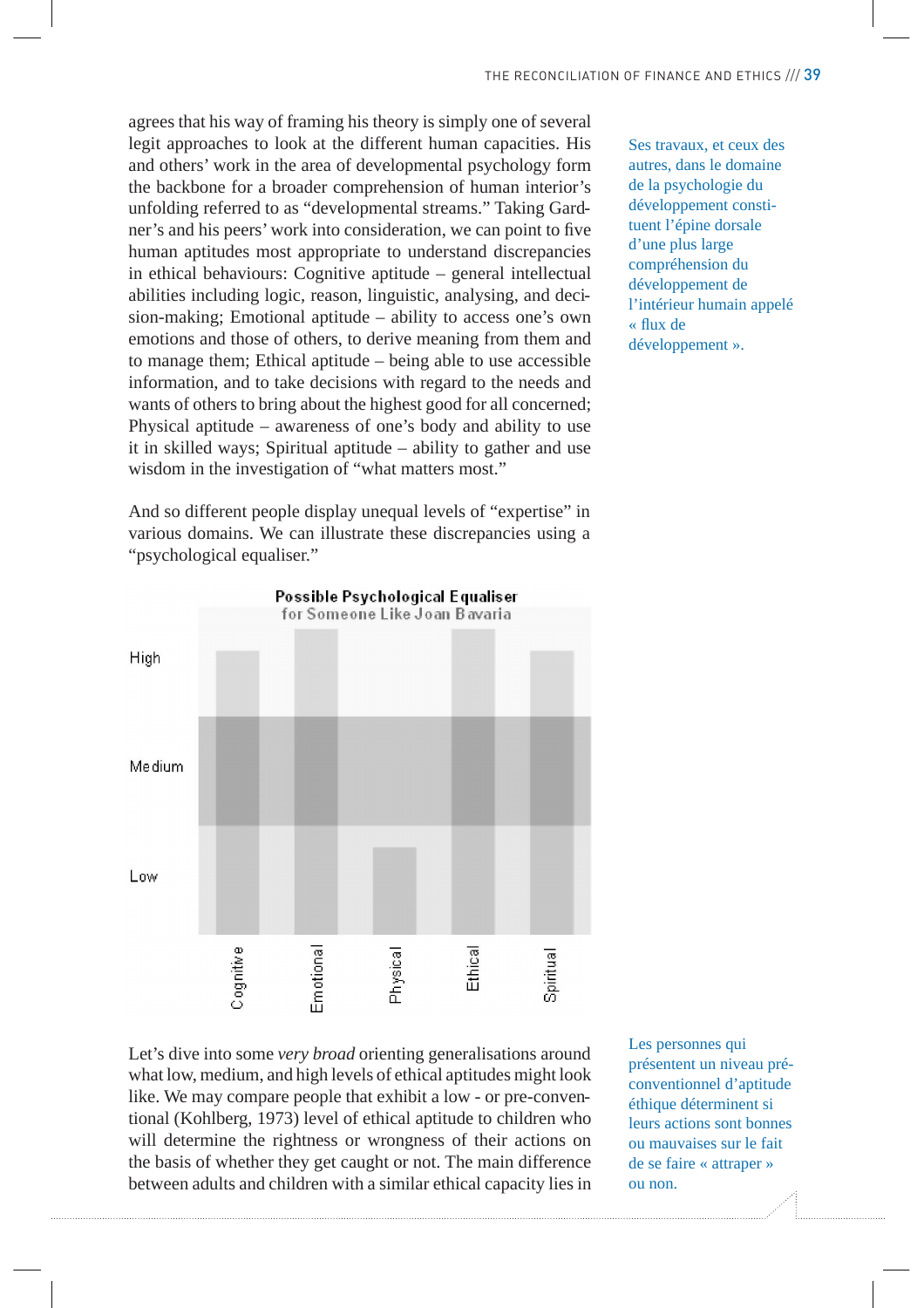agrees that his way of framing his theory is simply one of several legit approaches to look at the different human capacities. His and others' work in the area of developmental psychology form the backbone for a broader comprehension of human interior's unfolding referred to as "developmental streams." Taking Gardner's and his peers' work into consideration, we can point to five human aptitudes most appropriate to understand discrepancies in ethical behaviours: Cognitive aptitude – general intellectual abilities including logic, reason, linguistic, analysing, and decision-making; Emotional aptitude – ability to access one's own emotions and those of others, to derive meaning from them and to manage them; Ethical aptitude – being able to use accessible information, and to take decisions with regard to the needs and wants of others to bring about the highest good for all concerned; Physical aptitude – awareness of one's body and ability to use it in skilled ways; Spiritual aptitude – ability to gather and use wisdom in the investigation of "what matters most."

Ses travaux, et ceux des autres, dans le domaine de la psychologie du développement constituent l'épine dorsale d'une plus large compréhension du développement de l'intérieur humain appelé « flux de développement ».

And so different people display unequal levels of "expertise" in various domains. We can illustrate these discrepancies using a "psychological equaliser."

**Possible Psychological Equaliser**
for Someone Like Joan Bavaria

High

Medium

Low

Cognitive | Emotional | Physical | Ethical | Spiritual

Let's dive into some *very broad* orienting generalisations around what low, medium, and high levels of ethical aptitudes might look like. We may compare people that exhibit a low - or pre-conventional (Kohlberg, 1973) level of ethical aptitude to children who will determine the rightness or wrongness of their actions on the basis of whether they get caught or not. The main difference between adults and children with a similar ethical capacity lies in

Les personnes qui présentent un niveau pré-conventionnel d'aptitude éthique déterminent si leurs actions sont bonnes ou mauvaises sur le fait de se faire « attraper » ou non.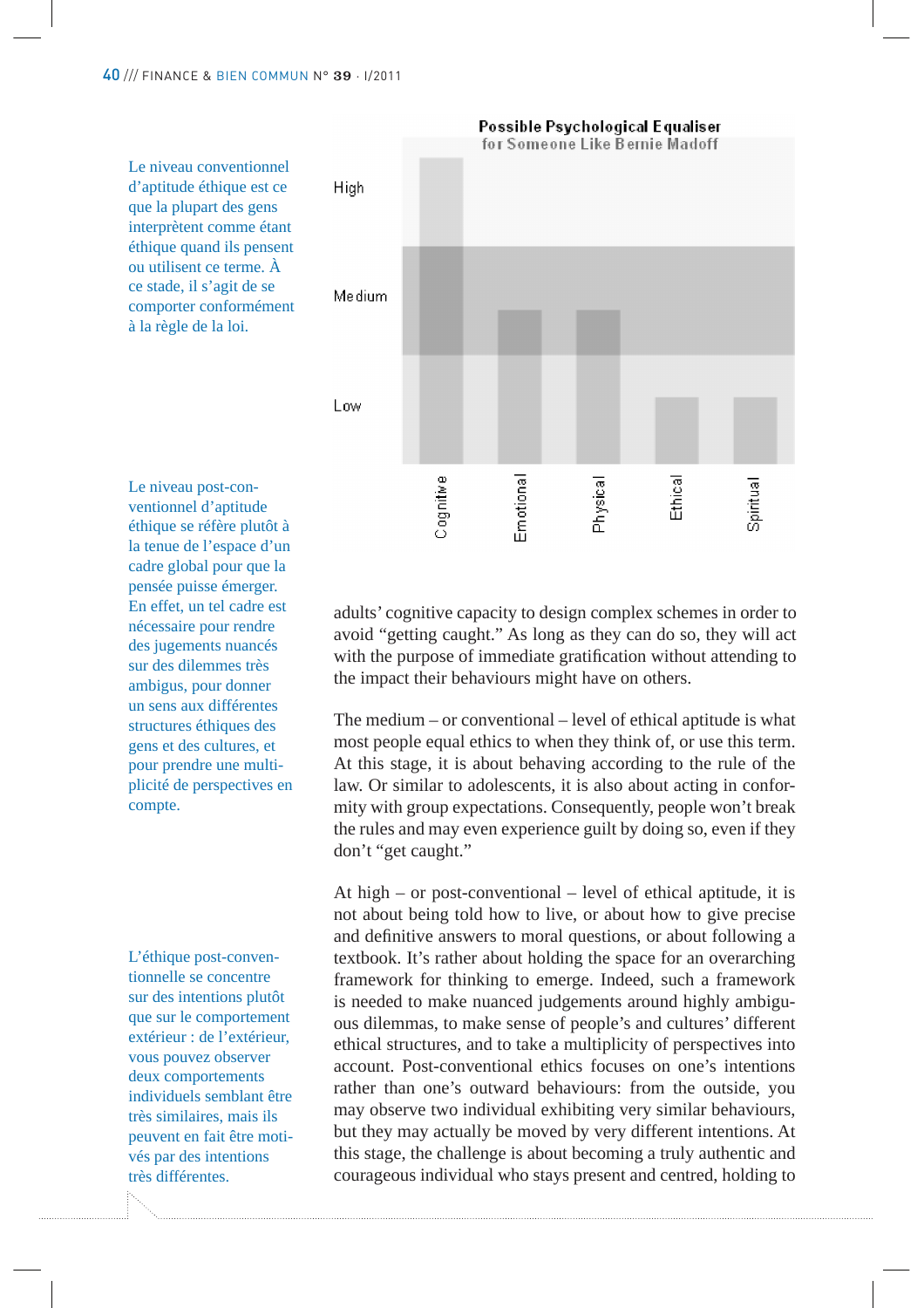Le niveau conventionnel d'aptitude éthique est ce que la plupart des gens interprètent comme étant éthique quand ils pensent ou utilisent ce terme. À ce stade, il s'agit de se comporter conformément à la règle de la loi.

Le niveau post-conventionnel d'aptitude éthique se réfère plutôt à la tenue de l'espace d'un cadre global pour que la pensée puisse émerger. En effet, un tel cadre est nécessaire pour rendre des jugements nuancés sur des dilemmes très ambigus, pour donner un sens aux différentes structures éthiques des gens et des cultures, et pour prendre une multiplicité de perspectives en compte.

L'éthique post-conventionnelle se concentre sur des intentions plutôt que sur le comportement extérieur : de l'extérieur, vous pouvez observer deux comportements individuels semblant être très similaires, mais ils peuvent en fait être motivés par des intentions très différentes.

**Possible Psychological Equaliser for Someone Like Bernie Madoff**

(Chart: levels High / Medium / Low for Cognitive, Emotional, Physical, Ethical, Spiritual)

adults' cognitive capacity to design complex schemes in order to avoid "getting caught." As long as they can do so, they will act with the purpose of immediate gratification without attending to the impact their behaviours might have on others.

The medium – or conventional – level of ethical aptitude is what most people equal ethics to when they think of, or use this term. At this stage, it is about behaving according to the rule of the law. Or similar to adolescents, it is also about acting in conformity with group expectations. Consequently, people won't break the rules and may even experience guilt by doing so, even if they don't "get caught."

At high – or post-conventional – level of ethical aptitude, it is not about being told how to live, or about how to give precise and definitive answers to moral questions, or about following a textbook. It's rather about holding the space for an overarching framework for thinking to emerge. Indeed, such a framework is needed to make nuanced judgements around highly ambiguous dilemmas, to make sense of people's and cultures' different ethical structures, and to take a multiplicity of perspectives into account. Post-conventional ethics focuses on one's intentions rather than one's outward behaviours: from the outside, you may observe two individual exhibiting very similar behaviours, but they may actually be moved by very different intentions. At this stage, the challenge is about becoming a truly authentic and courageous individual who stays present and centred, holding to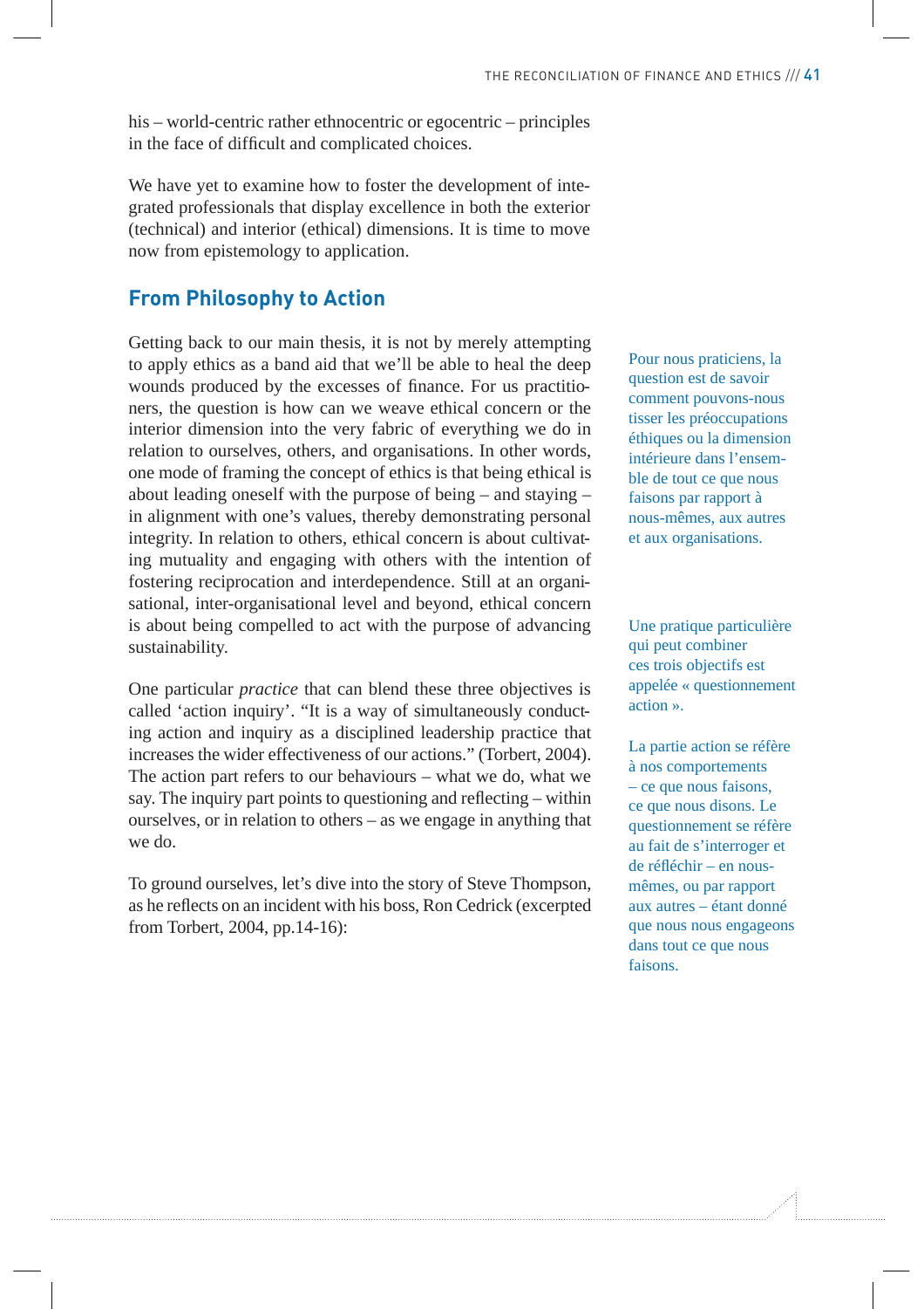his – world-centric rather ethnocentric or egocentric – principles in the face of difficult and complicated choices.

We have yet to examine how to foster the development of integrated professionals that display excellence in both the exterior (technical) and interior (ethical) dimensions. It is time to move now from epistemology to application.

## From Philosophy to Action

Getting back to our main thesis, it is not by merely attempting to apply ethics as a band aid that we'll be able to heal the deep wounds produced by the excesses of finance. For us practitioners, the question is how can we weave ethical concern or the interior dimension into the very fabric of everything we do in relation to ourselves, others, and organisations. In other words, one mode of framing the concept of ethics is that being ethical is about leading oneself with the purpose of being – and staying – in alignment with one's values, thereby demonstrating personal integrity. In relation to others, ethical concern is about cultivating mutuality and engaging with others with the intention of fostering reciprocation and interdependence. Still at an organisational, inter-organisational level and beyond, ethical concern is about being compelled to act with the purpose of advancing sustainability.

Pour nous praticiens, la question est de savoir comment pouvons-nous tisser les préoccupations éthiques ou la dimension intérieure dans l'ensemble de tout ce que nous faisons par rapport à nous-mêmes, aux autres et aux organisations.

One particular *practice* that can blend these three objectives is called 'action inquiry'. "It is a way of simultaneously conducting action and inquiry as a disciplined leadership practice that increases the wider effectiveness of our actions." (Torbert, 2004). The action part refers to our behaviours – what we do, what we say. The inquiry part points to questioning and reflecting – within ourselves, or in relation to others – as we engage in anything that we do.

Une pratique particulière qui peut combiner ces trois objectifs est appelée « questionnement action ».

La partie action se réfère à nos comportements – ce que nous faisons, ce que nous disons. Le questionnement se réfère au fait de s'interroger et de réfléchir – en nous-mêmes, ou par rapport aux autres – étant donné que nous nous engageons dans tout ce que nous faisons.

To ground ourselves, let's dive into the story of Steve Thompson, as he reflects on an incident with his boss, Ron Cedrick (excerpted from Torbert, 2004, pp.14-16):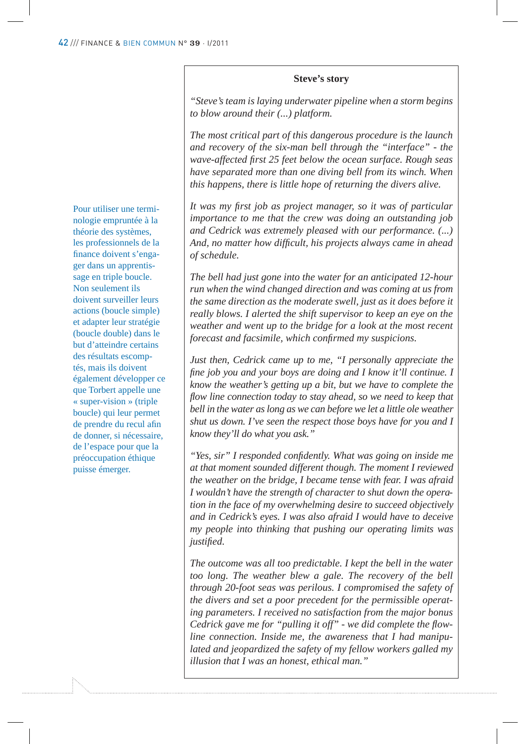Pour utiliser une terminologie empruntée à la théorie des systèmes, les professionnels de la finance doivent s'engager dans un apprentissage en triple boucle. Non seulement ils doivent surveiller leurs actions (boucle simple) et adapter leur stratégie (boucle double) dans le but d'atteindre certains des résultats escomptés, mais ils doivent également développer ce que Torbert appelle une « super-vision » (triple boucle) qui leur permet de prendre du recul afin de donner, si nécessaire, de l'espace pour que la préoccupation éthique puisse émerger.

**Steve's story**

*"Steve's team is laying underwater pipeline when a storm begins to blow around their (...) platform.*

*The most critical part of this dangerous procedure is the launch and recovery of the six-man bell through the "interface" - the wave-affected first 25 feet below the ocean surface. Rough seas have separated more than one diving bell from its winch. When this happens, there is little hope of returning the divers alive.*

*It was my first job as project manager, so it was of particular importance to me that the crew was doing an outstanding job and Cedrick was extremely pleased with our performance. (...) And, no matter how difficult, his projects always came in ahead of schedule.*

*The bell had just gone into the water for an anticipated 12-hour run when the wind changed direction and was coming at us from the same direction as the moderate swell, just as it does before it really blows. I alerted the shift supervisor to keep an eye on the weather and went up to the bridge for a look at the most recent forecast and facsimile, which confirmed my suspicions.*

*Just then, Cedrick came up to me, "I personally appreciate the fine job you and your boys are doing and I know it'll continue. I know the weather's getting up a bit, but we have to complete the flow line connection today to stay ahead, so we need to keep that bell in the water as long as we can before we let a little ole weather shut us down. I've seen the respect those boys have for you and I know they'll do what you ask."*

*"Yes, sir" I responded confidently. What was going on inside me at that moment sounded different though. The moment I reviewed the weather on the bridge, I became tense with fear. I was afraid I wouldn't have the strength of character to shut down the operation in the face of my overwhelming desire to succeed objectively and in Cedrick's eyes. I was also afraid I would have to deceive my people into thinking that pushing our operating limits was justified.*

*The outcome was all too predictable. I kept the bell in the water too long. The weather blew a gale. The recovery of the bell through 20-foot seas was perilous. I compromised the safety of the divers and set a poor precedent for the permissible operating parameters. I received no satisfaction from the major bonus Cedrick gave me for "pulling it off" - we did complete the flowline connection. Inside me, the awareness that I had manipulated and jeopardized the safety of my fellow workers galled my illusion that I was an honest, ethical man."*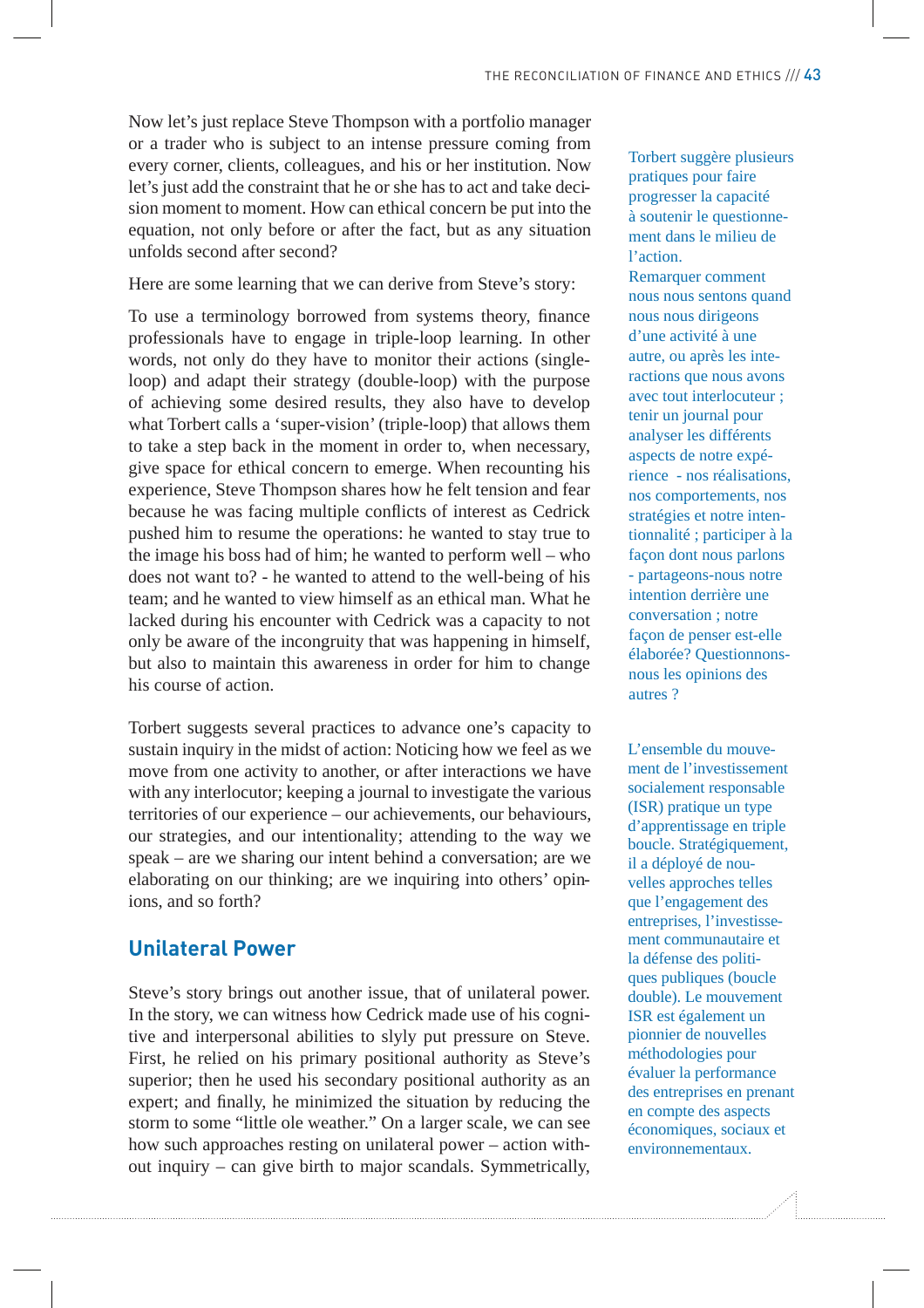Now let's just replace Steve Thompson with a portfolio manager or a trader who is subject to an intense pressure coming from every corner, clients, colleagues, and his or her institution. Now let's just add the constraint that he or she has to act and take decision moment to moment. How can ethical concern be put into the equation, not only before or after the fact, but as any situation unfolds second after second?

Here are some learning that we can derive from Steve's story:

To use a terminology borrowed from systems theory, finance professionals have to engage in triple-loop learning. In other words, not only do they have to monitor their actions (single-loop) and adapt their strategy (double-loop) with the purpose of achieving some desired results, they also have to develop what Torbert calls a 'super-vision' (triple-loop) that allows them to take a step back in the moment in order to, when necessary, give space for ethical concern to emerge. When recounting his experience, Steve Thompson shares how he felt tension and fear because he was facing multiple conflicts of interest as Cedrick pushed him to resume the operations: he wanted to stay true to the image his boss had of him; he wanted to perform well – who does not want to? - he wanted to attend to the well-being of his team; and he wanted to view himself as an ethical man. What he lacked during his encounter with Cedrick was a capacity to not only be aware of the incongruity that was happening in himself, but also to maintain this awareness in order for him to change his course of action.

Torbert suggests several practices to advance one's capacity to sustain inquiry in the midst of action: Noticing how we feel as we move from one activity to another, or after interactions we have with any interlocutor; keeping a journal to investigate the various territories of our experience – our achievements, our behaviours, our strategies, and our intentionality; attending to the way we speak – are we sharing our intent behind a conversation; are we elaborating on our thinking; are we inquiring into others' opinions, and so forth?

## Unilateral Power

Steve's story brings out another issue, that of unilateral power. In the story, we can witness how Cedrick made use of his cognitive and interpersonal abilities to slyly put pressure on Steve. First, he relied on his primary positional authority as Steve's superior; then he used his secondary positional authority as an expert; and finally, he minimized the situation by reducing the storm to some "little ole weather." On a larger scale, we can see how such approaches resting on unilateral power – action without inquiry – can give birth to major scandals. Symmetrically,

Torbert suggère plusieurs pratiques pour faire progresser la capacité à soutenir le questionnement dans le milieu de l'action. Remarquer comment nous nous sentons quand nous nous dirigeons d'une activité à une autre, ou après les interactions que nous avons avec tout interlocuteur ; tenir un journal pour analyser les différents aspects de notre expérience - nos réalisations, nos comportements, nos stratégies et notre intentionnalité ; participer à la façon dont nous parlons - partageons-nous notre intention derrière une conversation ; notre façon de penser est-elle élaborée? Questionnons-nous les opinions des autres ?

L'ensemble du mouvement de l'investissement socialement responsable (ISR) pratique un type d'apprentissage en triple boucle. Stratégiquement, il a déployé de nouvelles approches telles que l'engagement des entreprises, l'investissement communautaire et la défense des politiques publiques (boucle double). Le mouvement ISR est également un pionnier de nouvelles méthodologies pour évaluer la performance des entreprises en prenant en compte des aspects économiques, sociaux et environnementaux.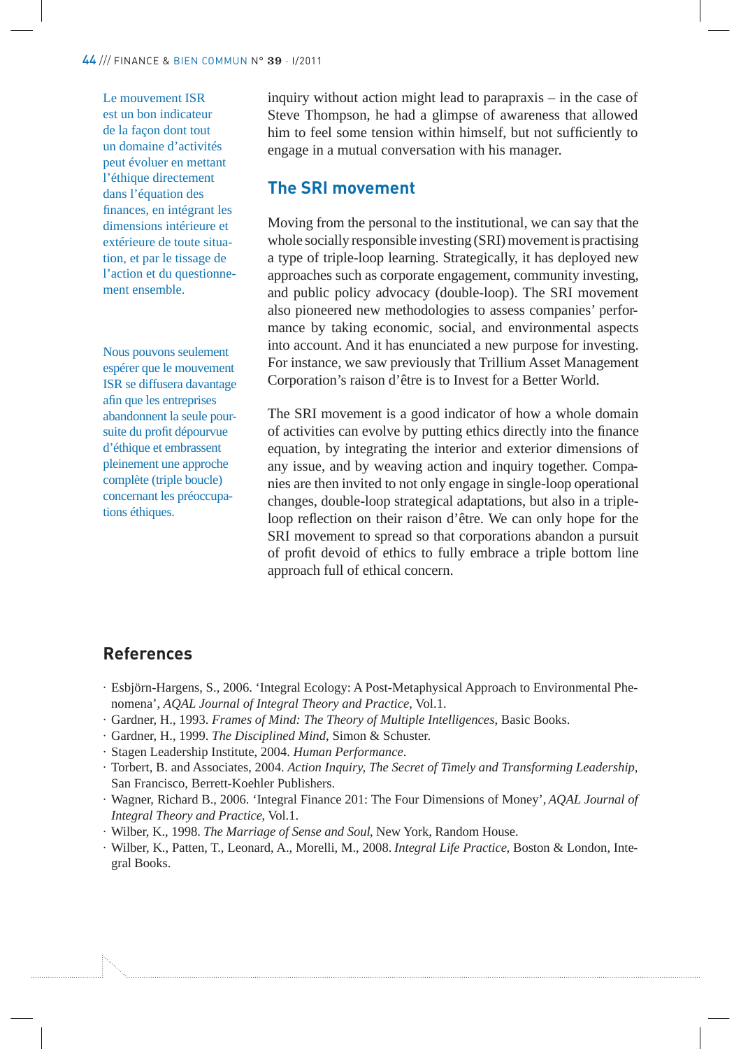inquiry without action might lead to parapraxis – in the case of Steve Thompson, he had a glimpse of awareness that allowed him to feel some tension within himself, but not sufficiently to engage in a mutual conversation with his manager.

Le mouvement ISR est un bon indicateur de la façon dont tout un domaine d'activités peut évoluer en mettant l'éthique directement dans l'équation des finances, en intégrant les dimensions intérieure et extérieure de toute situation, et par le tissage de l'action et du questionnement ensemble.

## The SRI movement

Moving from the personal to the institutional, we can say that the whole socially responsible investing (SRI) movement is practising a type of triple-loop learning. Strategically, it has deployed new approaches such as corporate engagement, community investing, and public policy advocacy (double-loop). The SRI movement also pioneered new methodologies to assess companies' performance by taking economic, social, and environmental aspects into account. And it has enunciated a new purpose for investing. For instance, we saw previously that Trillium Asset Management Corporation's raison d'être is to Invest for a Better World.

Nous pouvons seulement espérer que le mouvement ISR se diffusera davantage afin que les entreprises abandonnent la seule poursuite du profit dépourvue d'éthique et embrassent pleinement une approche complète (triple boucle) concernant les préoccupations éthiques.

The SRI movement is a good indicator of how a whole domain of activities can evolve by putting ethics directly into the finance equation, by integrating the interior and exterior dimensions of any issue, and by weaving action and inquiry together. Companies are then invited to not only engage in single-loop operational changes, double-loop strategical adaptations, but also in a triple-loop reflection on their raison d'être. We can only hope for the SRI movement to spread so that corporations abandon a pursuit of profit devoid of ethics to fully embrace a triple bottom line approach full of ethical concern.

## References

- Esbjörn-Hargens, S., 2006. 'Integral Ecology: A Post-Metaphysical Approach to Environmental Phenomena', *AQAL Journal of Integral Theory and Practice*, Vol.1.
- Gardner, H., 1993. *Frames of Mind: The Theory of Multiple Intelligences*, Basic Books.
- Gardner, H., 1999. *The Disciplined Mind*, Simon & Schuster.
- Stagen Leadership Institute, 2004. *Human Performance*.
- Torbert, B. and Associates, 2004. *Action Inquiry, The Secret of Timely and Transforming Leadership*, San Francisco, Berrett-Koehler Publishers.
- Wagner, Richard B., 2006. 'Integral Finance 201: The Four Dimensions of Money', *AQAL Journal of Integral Theory and Practice*, Vol.1.
- Wilber, K., 1998. *The Marriage of Sense and Soul*, New York, Random House.
- Wilber, K., Patten, T., Leonard, A., Morelli, M., 2008. *Integral Life Practice*, Boston & London, Integral Books.